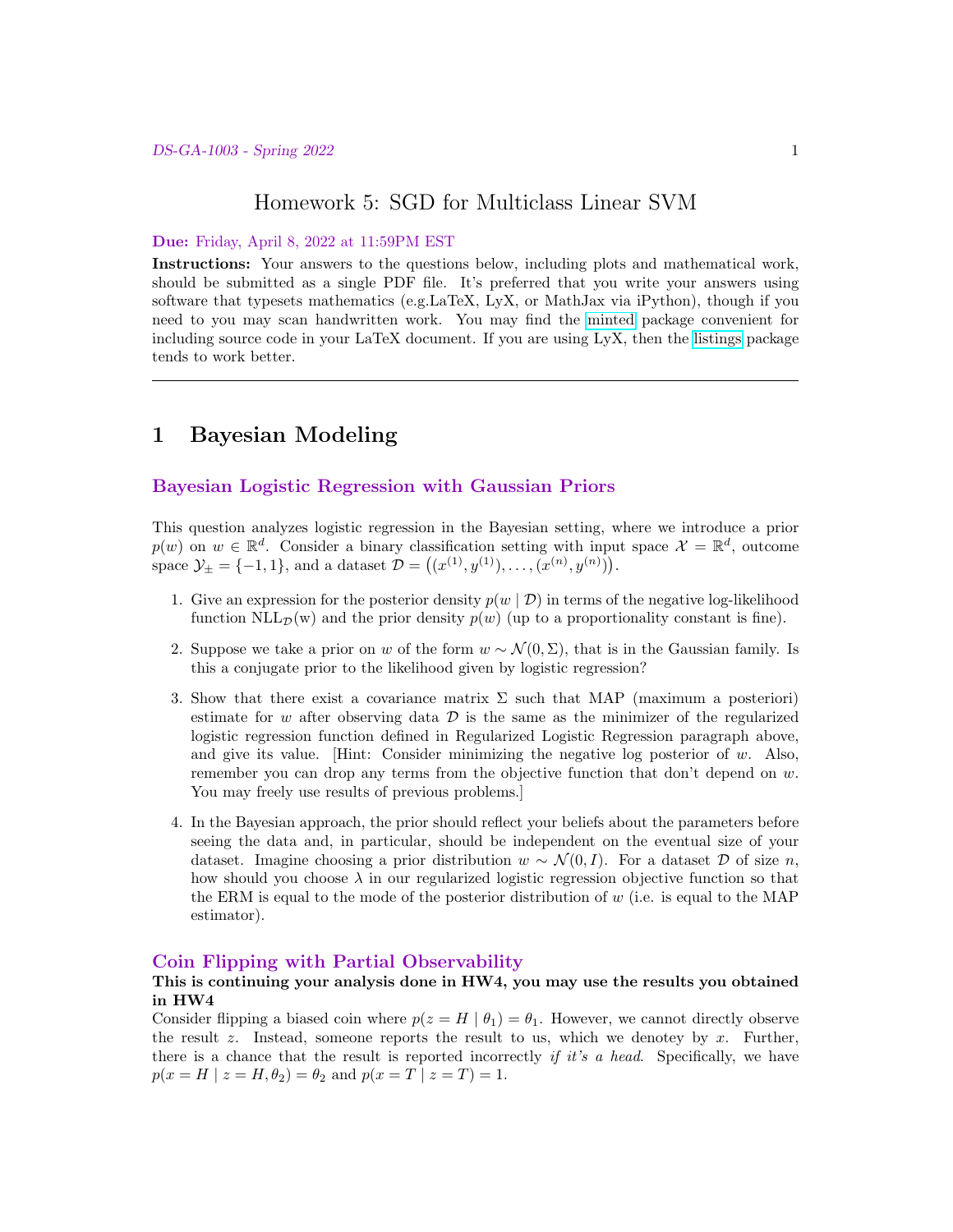# Homework 5: SGD for Multiclass Linear SVM

**Due:** Friday, April 8, 2022 at 11:59PM EST

**Instructions:** Your answers to the questions below, including plots and mathematical work, should be submitted as a single PDF file. It's preferred that you write your answers using software that typesets mathematics (e.g.LaTeX, LyX, or MathJax via iPython), though if you need to you may scan handwritten work. You may find the minted package convenient for including source code in your LaTeX document. If you are using LyX, then the listings package tends to work better.

---

## 1 Bayesian Modeling

### Bayesian Logistic Regression with Gaussian Priors

This question analyzes logistic regression in the Bayesian setting, where we introduce a prior $p(w)$ on $w \in \mathbb{R}^d$. Consider a binary classification setting with input space $\mathcal{X} = \mathbb{R}^d$, outcome space $\mathcal{Y}_{\pm} = \{-1, 1\}$, and a dataset $\mathcal{D} = \left((x^{(1)}, y^{(1)}), \ldots, (x^{(n)}, y^{(n)})\right)$.

1. Give an expression for the posterior density $p(w \mid \mathcal{D})$ in terms of the negative log-likelihood function $\text{NLL}_{\mathcal{D}}(\text{w})$ and the prior density $p(w)$ (up to a proportionality constant is fine).

2. Suppose we take a prior on $w$ of the form $w \sim \mathcal{N}(0, \Sigma)$, that is in the Gaussian family. Is this a conjugate prior to the likelihood given by logistic regression?

3. Show that there exist a covariance matrix $\Sigma$ such that MAP (maximum a posteriori) estimate for $w$ after observing data $\mathcal{D}$ is the same as the minimizer of the regularized logistic regression function defined in Regularized Logistic Regression paragraph above, and give its value. [Hint: Consider minimizing the negative log posterior of $w$. Also, remember you can drop any terms from the objective function that don't depend on $w$. You may freely use results of previous problems.]

4. In the Bayesian approach, the prior should reflect your beliefs about the parameters before seeing the data and, in particular, should be independent on the eventual size of your dataset. Imagine choosing a prior distribution $w \sim \mathcal{N}(0, I)$. For a dataset $\mathcal{D}$ of size $n$, how should you choose $\lambda$ in our regularized logistic regression objective function so that the ERM is equal to the mode of the posterior distribution of $w$ (i.e. is equal to the MAP estimator).

### Coin Flipping with Partial Observability

**This is continuing your analysis done in HW4, you may use the results you obtained in HW4**

Consider flipping a biased coin where $p(z = H \mid \theta_1) = \theta_1$. However, we cannot directly observe the result $z$. Instead, someone reports the result to us, which we denotey by $x$. Further, there is a chance that the result is reported incorrectly *if it's a head*. Specifically, we have $p(x = H \mid z = H, \theta_2) = \theta_2$ and $p(x = T \mid z = T) = 1$.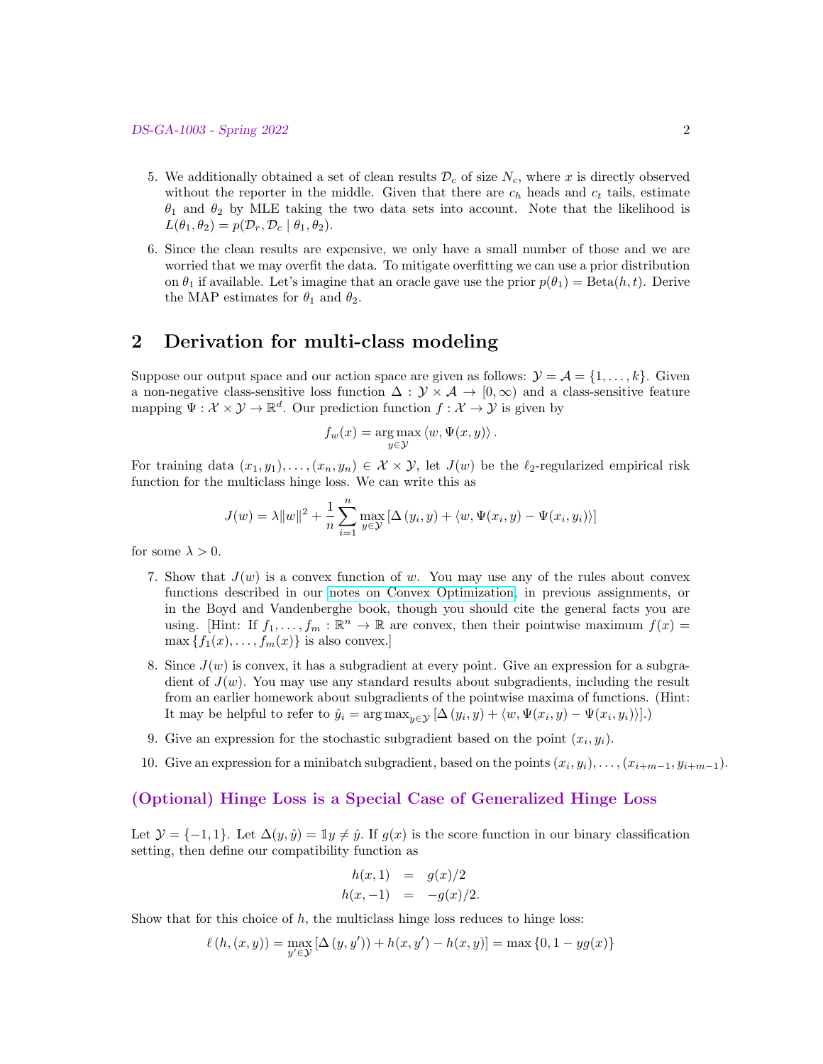5. We additionally obtained a set of clean results $\mathcal{D}_c$ of size $N_c$, where $x$ is directly observed without the reporter in the middle. Given that there are $c_h$ heads and $c_t$ tails, estimate $\theta_1$ and $\theta_2$ by MLE taking the two data sets into account. Note that the likelihood is $L(\theta_1, \theta_2) = p(\mathcal{D}_r, \mathcal{D}_c \mid \theta_1, \theta_2)$.

6. Since the clean results are expensive, we only have a small number of those and we are worried that we may overfit the data. To mitigate overfitting we can use a prior distribution on $\theta_1$ if available. Let's imagine that an oracle gave use the prior $p(\theta_1) = \text{Beta}(h, t)$. Derive the MAP estimates for $\theta_1$ and $\theta_2$.

## 2 Derivation for multi-class modeling

Suppose our output space and our action space are given as follows: $\mathcal{Y} = \mathcal{A} = \{1, \ldots, k\}$. Given a non-negative class-sensitive loss function $\Delta : \mathcal{Y} \times \mathcal{A} \to [0, \infty)$ and a class-sensitive feature mapping $\Psi : \mathcal{X} \times \mathcal{Y} \to \mathbb{R}^d$. Our prediction function $f : \mathcal{X} \to \mathcal{Y}$ is given by

$$f_w(x) = \underset{y \in \mathcal{Y}}{\arg\max} \langle w, \Psi(x, y) \rangle .$$

For training data $(x_1, y_1), \ldots, (x_n, y_n) \in \mathcal{X} \times \mathcal{Y}$, let $J(w)$ be the $\ell_2$-regularized empirical risk function for the multiclass hinge loss. We can write this as

$$J(w) = \lambda \|w\|^2 + \frac{1}{n} \sum_{i=1}^{n} \max_{y \in \mathcal{Y}} \left[ \Delta(y_i, y) + \langle w, \Psi(x_i, y) - \Psi(x_i, y_i) \rangle \right]$$

for some $\lambda > 0$.

7. Show that $J(w)$ is a convex function of $w$. You may use any of the rules about convex functions described in our notes on Convex Optimization, in previous assignments, or in the Boyd and Vandenberghe book, though you should cite the general facts you are using. [Hint: If $f_1, \ldots, f_m : \mathbb{R}^n \to \mathbb{R}$ are convex, then their pointwise maximum $f(x) = \max \{f_1(x), \ldots, f_m(x)\}$ is also convex.]

8. Since $J(w)$ is convex, it has a subgradient at every point. Give an expression for a subgradient of $J(w)$. You may use any standard results about subgradients, including the result from an earlier homework about subgradients of the pointwise maxima of functions. (Hint: It may be helpful to refer to $\hat{y}_i = \arg\max_{y \in \mathcal{Y}} \left[ \Delta(y_i, y) + \langle w, \Psi(x_i, y) - \Psi(x_i, y_i) \rangle \right]$.)

9. Give an expression for the stochastic subgradient based on the point $(x_i, y_i)$.

10. Give an expression for a minibatch subgradient, based on the points $(x_i, y_i), \ldots, (x_{i+m-1}, y_{i+m-1})$.

### (Optional) Hinge Loss is a Special Case of Generalized Hinge Loss

Let $\mathcal{Y} = \{-1, 1\}$. Let $\Delta(y, \hat{y}) = \mathbb{1} y \neq \hat{y}$. If $g(x)$ is the score function in our binary classification setting, then define our compatibility function as

$$\begin{aligned} h(x, 1) &= g(x)/2 \\ h(x, -1) &= -g(x)/2. \end{aligned}$$

Show that for this choice of $h$, the multiclass hinge loss reduces to hinge loss:

$$\ell(h, (x, y)) = \max_{y' \in \mathcal{Y}} \left[ \Delta(y, y') + h(x, y') - h(x, y) \right] = \max \{0, 1 - yg(x)\}$$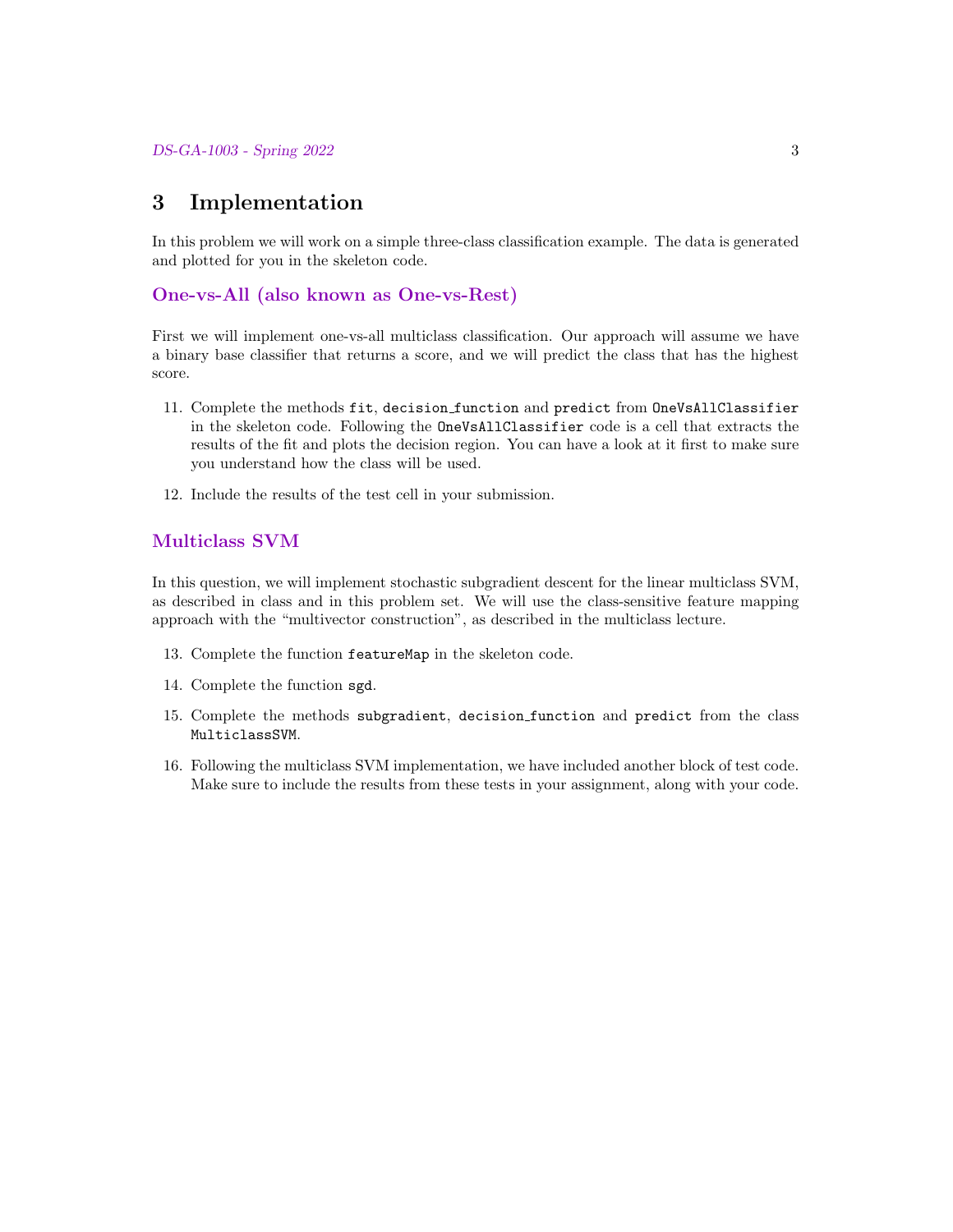# 3 Implementation

In this problem we will work on a simple three-class classification example. The data is generated and plotted for you in the skeleton code.

## One-vs-All (also known as One-vs-Rest)

First we will implement one-vs-all multiclass classification. Our approach will assume we have a binary base classifier that returns a score, and we will predict the class that has the highest score.

11. Complete the methods `fit`, `decision_function` and `predict` from `OneVsAllClassifier` in the skeleton code. Following the `OneVsAllClassifier` code is a cell that extracts the results of the fit and plots the decision region. You can have a look at it first to make sure you understand how the class will be used.

12. Include the results of the test cell in your submission.

## Multiclass SVM

In this question, we will implement stochastic subgradient descent for the linear multiclass SVM, as described in class and in this problem set. We will use the class-sensitive feature mapping approach with the "multivector construction", as described in the multiclass lecture.

13. Complete the function `featureMap` in the skeleton code.

14. Complete the function `sgd`.

15. Complete the methods `subgradient`, `decision_function` and `predict` from the class `MulticlassSVM`.

16. Following the multiclass SVM implementation, we have included another block of test code. Make sure to include the results from these tests in your assignment, along with your code.